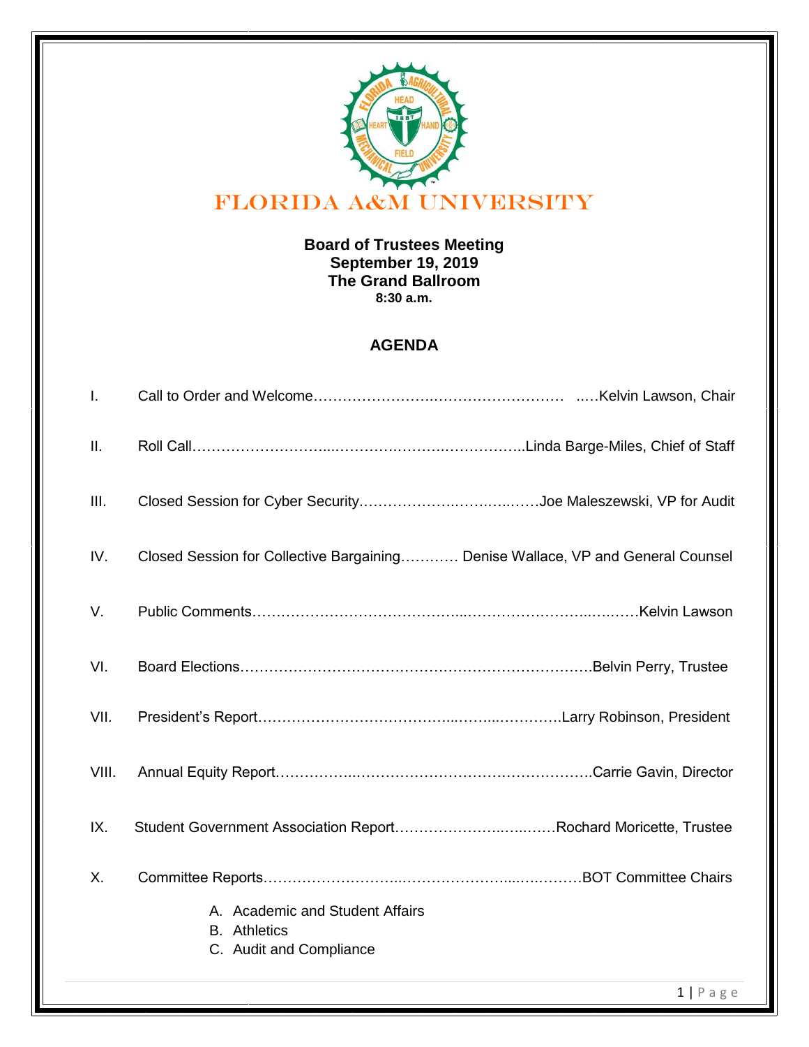# FLORIDA A&M UNIVERSITY

**Board of Trustees Meeting**
**September 19, 2019**
**The Grand Ballroom**
**8:30 a.m.**

## AGENDA

I. Call to Order and Welcome……………………………………………… ..…Kelvin Lawson, Chair

II. Roll Call………………………...……………………………………..Linda Barge-Miles, Chief of Staff

III. Closed Session for Cyber Security…………………………………..……Joe Maleszewski, VP for Audit

IV. Closed Session for Collective Bargaining………… Denise Wallace, VP and General Counsel

V. Public Comments…………………………………………………………………………Kelvin Lawson

VI. Board Elections……………………………………………………………….Belvin Perry, Trustee

VII. President's Report………………………………………………………….Larry Robinson, President

VIII. Annual Equity Report……………………………………………………….Carrie Gavin, Director

IX. Student Government Association Report…………………………….Rochard Moricette, Trustee

X. Committee Reports………………………………………………………………BOT Committee Chairs

   A. Academic and Student Affairs
   B. Athletics
   C. Audit and Compliance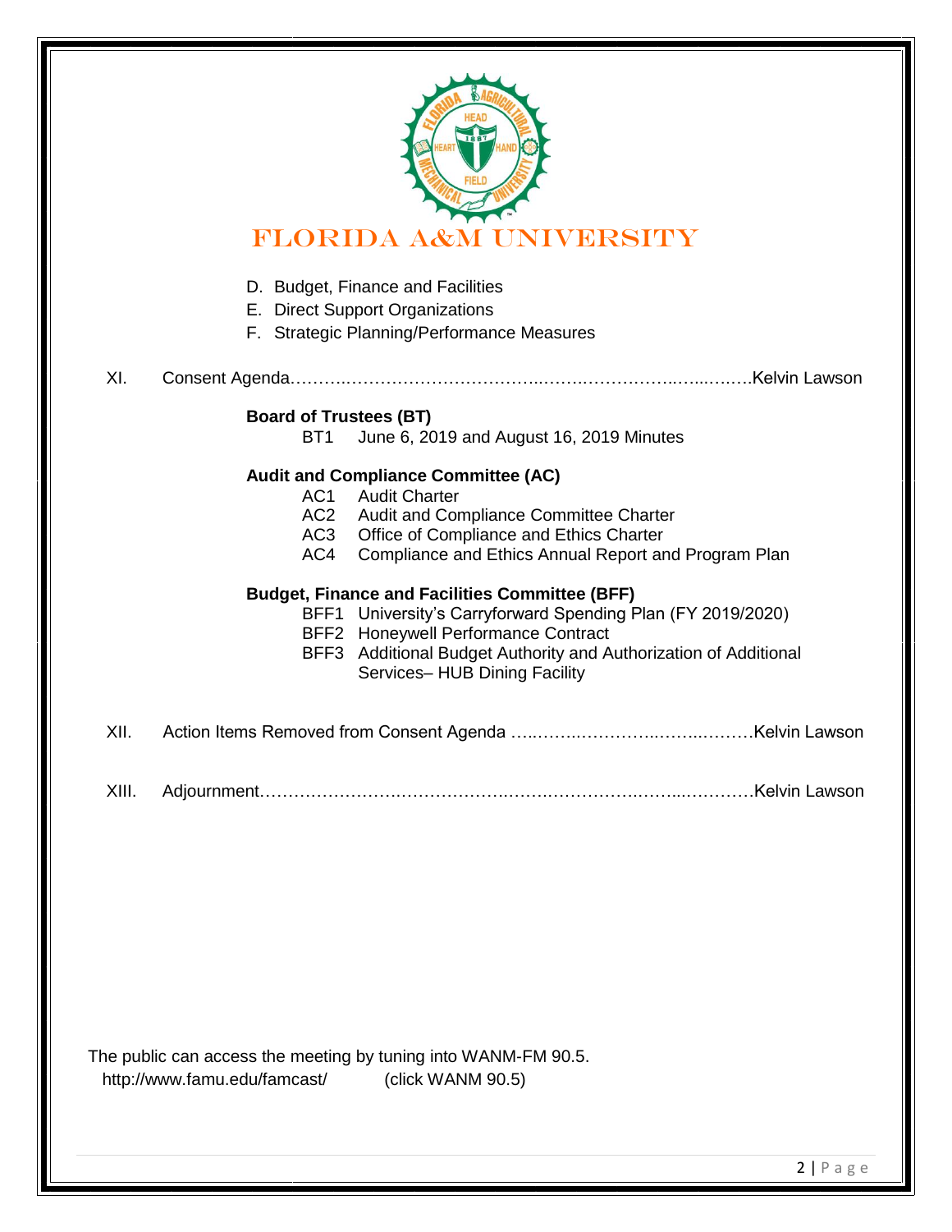FLORIDA A&M UNIVERSITY

D. Budget, Finance and Facilities
E. Direct Support Organizations
F. Strategic Planning/Performance Measures

XI. Consent Agenda……………………………………………………………………………Kelvin Lawson

**Board of Trustees (BT)**

BT1 June 6, 2019 and August 16, 2019 Minutes

**Audit and Compliance Committee (AC)**

AC1 Audit Charter
AC2 Audit and Compliance Committee Charter
AC3 Office of Compliance and Ethics Charter
AC4 Compliance and Ethics Annual Report and Program Plan

**Budget, Finance and Facilities Committee (BFF)**

BFF1 University's Carryforward Spending Plan (FY 2019/2020)
BFF2 Honeywell Performance Contract
BFF3 Additional Budget Authority and Authorization of Additional Services– HUB Dining Facility

XII. Action Items Removed from Consent Agenda ……………………………………………Kelvin Lawson

XIII. Adjournment…………………………………………………………………………………Kelvin Lawson

The public can access the meeting by tuning into WANM-FM 90.5.
http://www.famu.edu/famcast/ (click WANM 90.5)